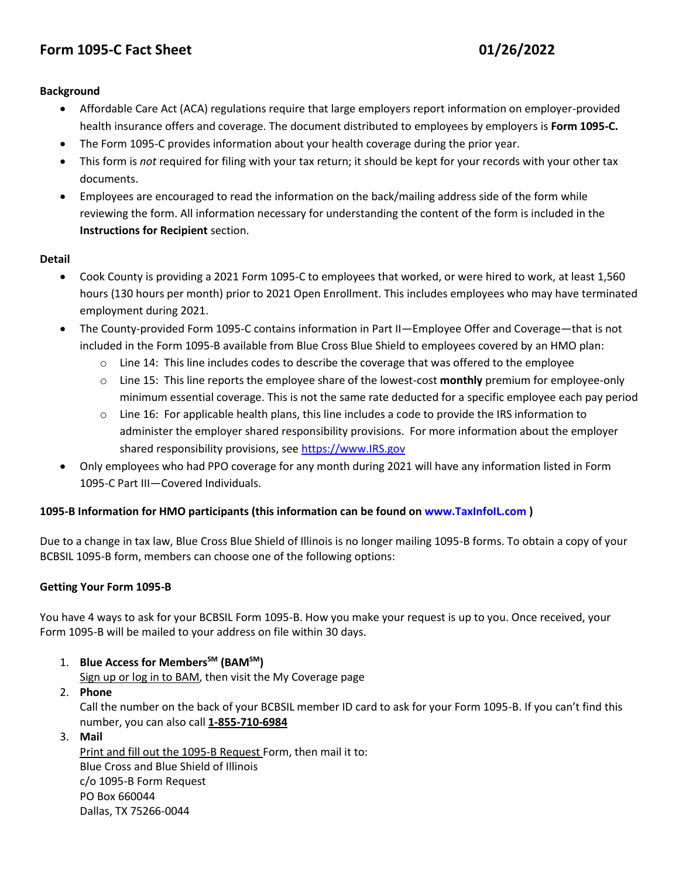# Form 1095-C Fact Sheet 01/26/2022

**Background**

- Affordable Care Act (ACA) regulations require that large employers report information on employer-provided health insurance offers and coverage. The document distributed to employees by employers is **Form 1095-C.**
- The Form 1095-C provides information about your health coverage during the prior year.
- This form is *not* required for filing with your tax return; it should be kept for your records with your other tax documents.
- Employees are encouraged to read the information on the back/mailing address side of the form while reviewing the form. All information necessary for understanding the content of the form is included in the **Instructions for Recipient** section.

**Detail**

- Cook County is providing a 2021 Form 1095-C to employees that worked, or were hired to work, at least 1,560 hours (130 hours per month) prior to 2021 Open Enrollment. This includes employees who may have terminated employment during 2021.
- The County-provided Form 1095-C contains information in Part II—Employee Offer and Coverage—that is not included in the Form 1095-B available from Blue Cross Blue Shield to employees covered by an HMO plan:
  - Line 14: This line includes codes to describe the coverage that was offered to the employee
  - Line 15: This line reports the employee share of the lowest-cost **monthly** premium for employee-only minimum essential coverage. This is not the same rate deducted for a specific employee each pay period
  - Line 16: For applicable health plans, this line includes a code to provide the IRS information to administer the employer shared responsibility provisions. For more information about the employer shared responsibility provisions, see https://www.IRS.gov
- Only employees who had PPO coverage for any month during 2021 will have any information listed in Form 1095-C Part III—Covered Individuals.

**1095-B Information for HMO participants (this information can be found on www.TaxInfoIL.com )**

Due to a change in tax law, Blue Cross Blue Shield of Illinois is no longer mailing 1095-B forms. To obtain a copy of your BCBSIL 1095-B form, members can choose one of the following options:

**Getting Your Form 1095-B**

You have 4 ways to ask for your BCBSIL Form 1095-B. How you make your request is up to you. Once received, your Form 1095-B will be mailed to your address on file within 30 days.

1. **Blue Access for Members[SM] (BAM[SM])**
   Sign up or log in to BAM, then visit the My Coverage page
2. **Phone**
   Call the number on the back of your BCBSIL member ID card to ask for your Form 1095-B. If you can't find this number, you can also call **1-855-710-6984**
3. **Mail**
   Print and fill out the 1095-B Request Form, then mail it to:
   Blue Cross and Blue Shield of Illinois
   c/o 1095-B Form Request
   PO Box 660044
   Dallas, TX 75266-0044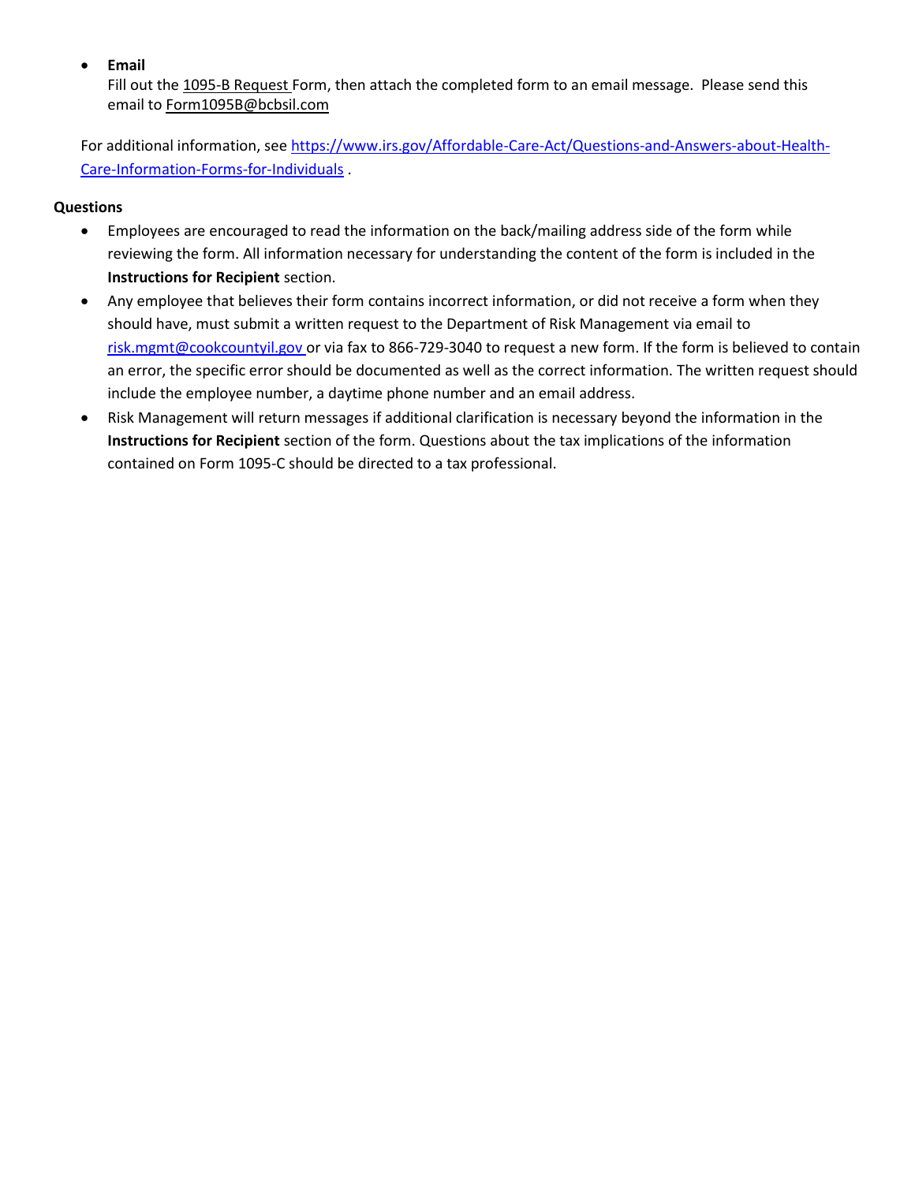- **Email**
  Fill out the 1095-B Request Form, then attach the completed form to an email message. Please send this email to Form1095B@bcbsil.com

For additional information, see https://www.irs.gov/Affordable-Care-Act/Questions-and-Answers-about-Health-Care-Information-Forms-for-Individuals .

**Questions**

- Employees are encouraged to read the information on the back/mailing address side of the form while reviewing the form. All information necessary for understanding the content of the form is included in the **Instructions for Recipient** section.
- Any employee that believes their form contains incorrect information, or did not receive a form when they should have, must submit a written request to the Department of Risk Management via email to risk.mgmt@cookcountyil.gov or via fax to 866-729-3040 to request a new form. If the form is believed to contain an error, the specific error should be documented as well as the correct information. The written request should include the employee number, a daytime phone number and an email address.
- Risk Management will return messages if additional clarification is necessary beyond the information in the **Instructions for Recipient** section of the form. Questions about the tax implications of the information contained on Form 1095-C should be directed to a tax professional.